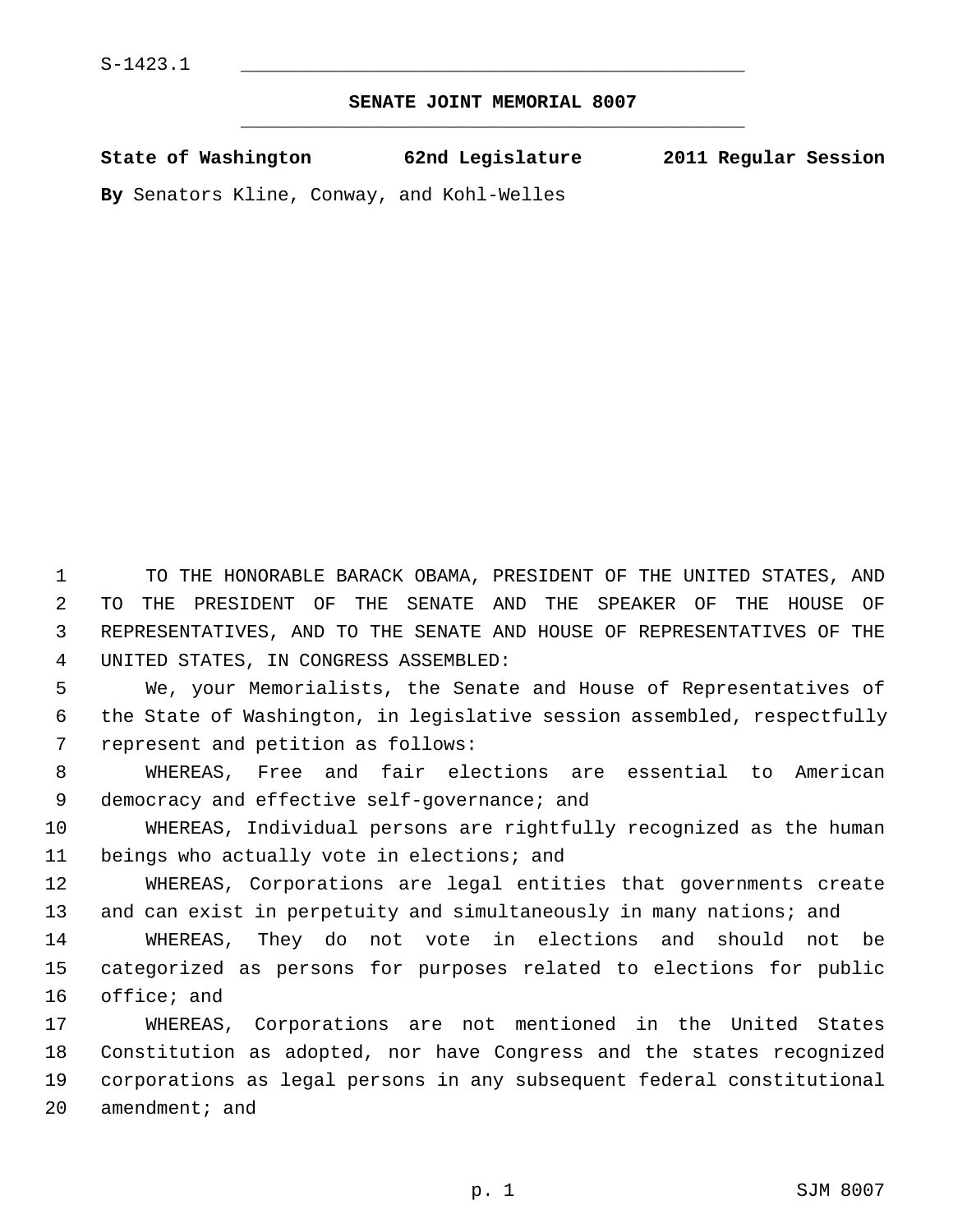S-1423.1

## SENATE JOINT MEMORIAL 8007

**State of Washington 62nd Legislature 2011 Regular Session**

**By** Senators Kline, Conway, and Kohl-Welles

TO THE HONORABLE BARACK OBAMA, PRESIDENT OF THE UNITED STATES, AND TO THE PRESIDENT OF THE SENATE AND THE SPEAKER OF THE HOUSE OF REPRESENTATIVES, AND TO THE SENATE AND HOUSE OF REPRESENTATIVES OF THE UNITED STATES, IN CONGRESS ASSEMBLED:

We, your Memorialists, the Senate and House of Representatives of the State of Washington, in legislative session assembled, respectfully represent and petition as follows:

WHEREAS, Free and fair elections are essential to American democracy and effective self-governance; and

WHEREAS, Individual persons are rightfully recognized as the human beings who actually vote in elections; and

WHEREAS, Corporations are legal entities that governments create and can exist in perpetuity and simultaneously in many nations; and

WHEREAS, They do not vote in elections and should not be categorized as persons for purposes related to elections for public office; and

WHEREAS, Corporations are not mentioned in the United States Constitution as adopted, nor have Congress and the states recognized corporations as legal persons in any subsequent federal constitutional amendment; and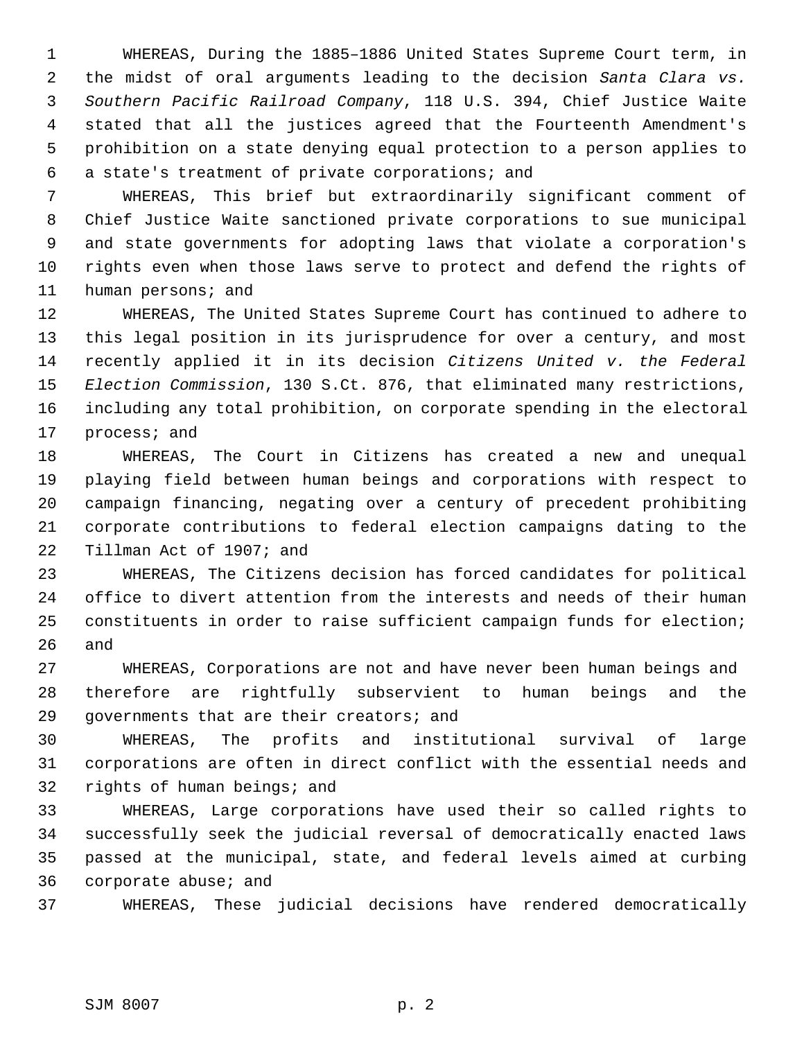WHEREAS, During the 1885–1886 United States Supreme Court term, in the midst of oral arguments leading to the decision *Santa Clara vs. Southern Pacific Railroad Company*, 118 U.S. 394, Chief Justice Waite stated that all the justices agreed that the Fourteenth Amendment's prohibition on a state denying equal protection to a person applies to a state's treatment of private corporations; and

WHEREAS, This brief but extraordinarily significant comment of Chief Justice Waite sanctioned private corporations to sue municipal and state governments for adopting laws that violate a corporation's rights even when those laws serve to protect and defend the rights of human persons; and

WHEREAS, The United States Supreme Court has continued to adhere to this legal position in its jurisprudence for over a century, and most recently applied it in its decision *Citizens United v. the Federal Election Commission*, 130 S.Ct. 876, that eliminated many restrictions, including any total prohibition, on corporate spending in the electoral process; and

WHEREAS, The Court in Citizens has created a new and unequal playing field between human beings and corporations with respect to campaign financing, negating over a century of precedent prohibiting corporate contributions to federal election campaigns dating to the Tillman Act of 1907; and

WHEREAS, The Citizens decision has forced candidates for political office to divert attention from the interests and needs of their human constituents in order to raise sufficient campaign funds for election; and

WHEREAS, Corporations are not and have never been human beings and therefore are rightfully subservient to human beings and the governments that are their creators; and

WHEREAS, The profits and institutional survival of large corporations are often in direct conflict with the essential needs and rights of human beings; and

WHEREAS, Large corporations have used their so called rights to successfully seek the judicial reversal of democratically enacted laws passed at the municipal, state, and federal levels aimed at curbing corporate abuse; and

WHEREAS, These judicial decisions have rendered democratically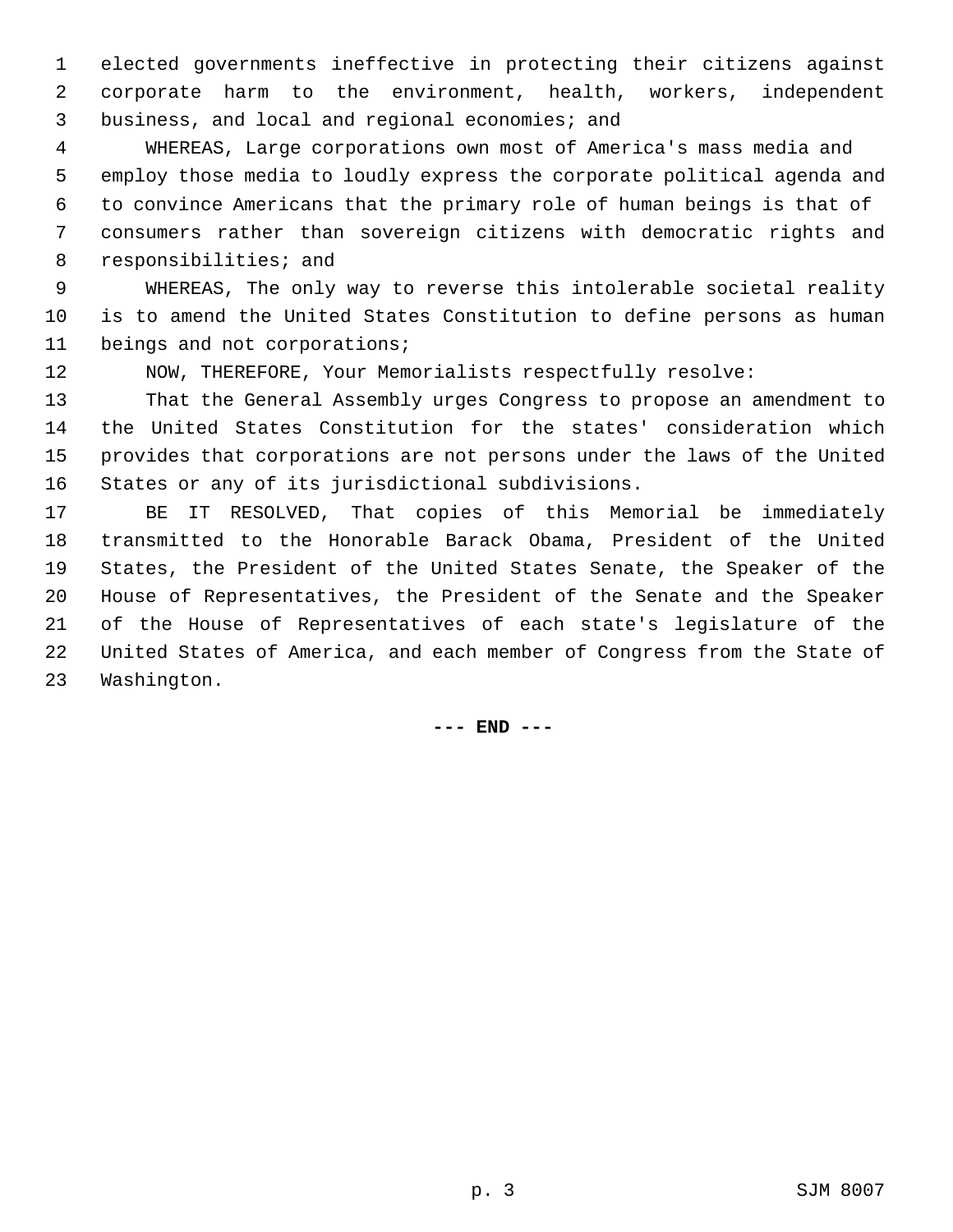elected governments ineffective in protecting their citizens against corporate harm to the environment, health, workers, independent business, and local and regional economies; and

WHEREAS, Large corporations own most of America's mass media and employ those media to loudly express the corporate political agenda and to convince Americans that the primary role of human beings is that of consumers rather than sovereign citizens with democratic rights and responsibilities; and

WHEREAS, The only way to reverse this intolerable societal reality is to amend the United States Constitution to define persons as human beings and not corporations;

NOW, THEREFORE, Your Memorialists respectfully resolve:

That the General Assembly urges Congress to propose an amendment to the United States Constitution for the states' consideration which provides that corporations are not persons under the laws of the United States or any of its jurisdictional subdivisions.

BE IT RESOLVED, That copies of this Memorial be immediately transmitted to the Honorable Barack Obama, President of the United States, the President of the United States Senate, the Speaker of the House of Representatives, the President of the Senate and the Speaker of the House of Representatives of each state's legislature of the United States of America, and each member of Congress from the State of Washington.

**--- END ---**